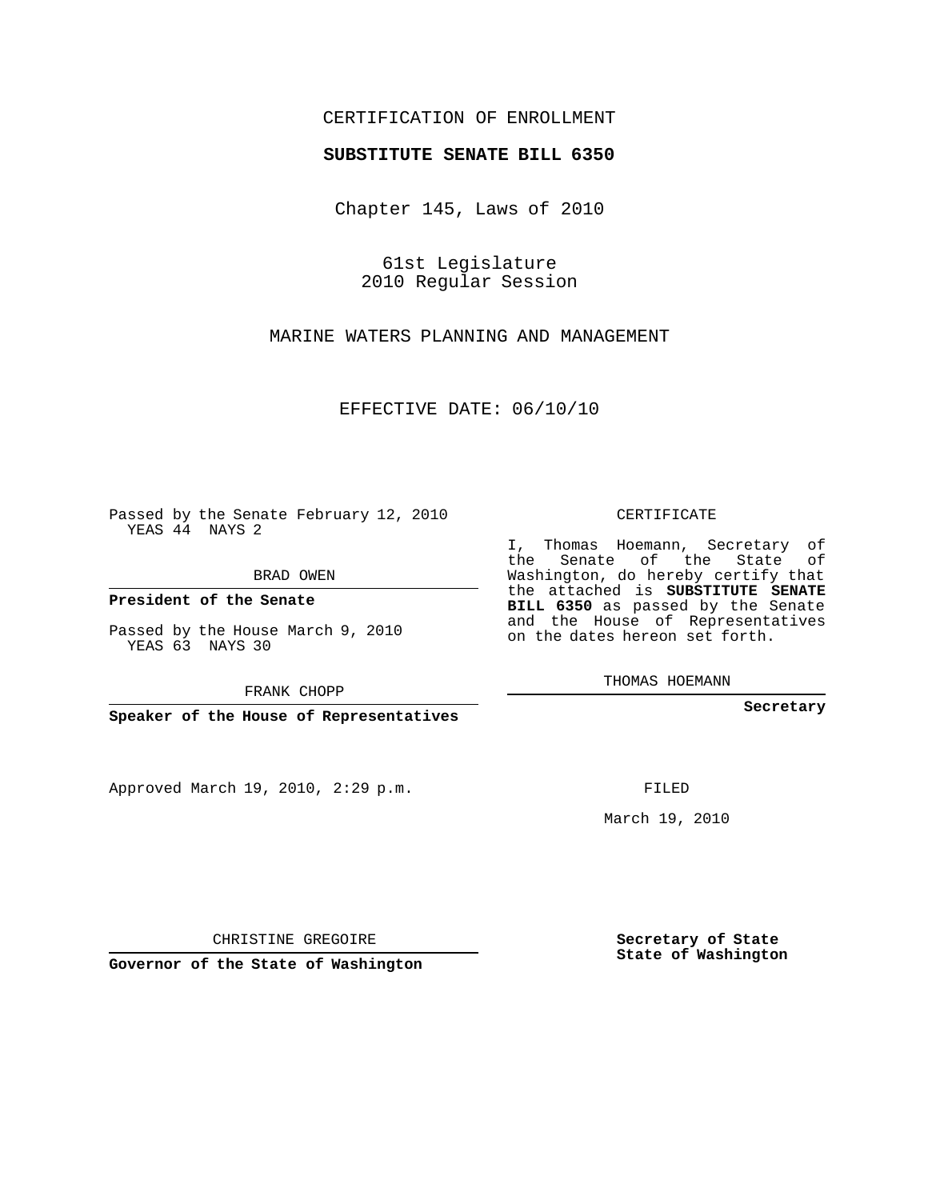CERTIFICATION OF ENROLLMENT

**SUBSTITUTE SENATE BILL 6350**

Chapter 145, Laws of 2010

61st Legislature
2010 Regular Session

MARINE WATERS PLANNING AND MANAGEMENT

EFFECTIVE DATE: 06/10/10

Passed by the Senate February 12, 2010
YEAS 44 NAYS 2

BRAD OWEN

**President of the Senate**

Passed by the House March 9, 2010
YEAS 63 NAYS 30

FRANK CHOPP

**Speaker of the House of Representatives**

CERTIFICATE

I, Thomas Hoemann, Secretary of the Senate of the State of Washington, do hereby certify that the attached is **SUBSTITUTE SENATE BILL 6350** as passed by the Senate and the House of Representatives on the dates hereon set forth.

THOMAS HOEMANN

**Secretary**

Approved March 19, 2010, 2:29 p.m.

FILED

March 19, 2010

CHRISTINE GREGOIRE

**Governor of the State of Washington**

**Secretary of State**
**State of Washington**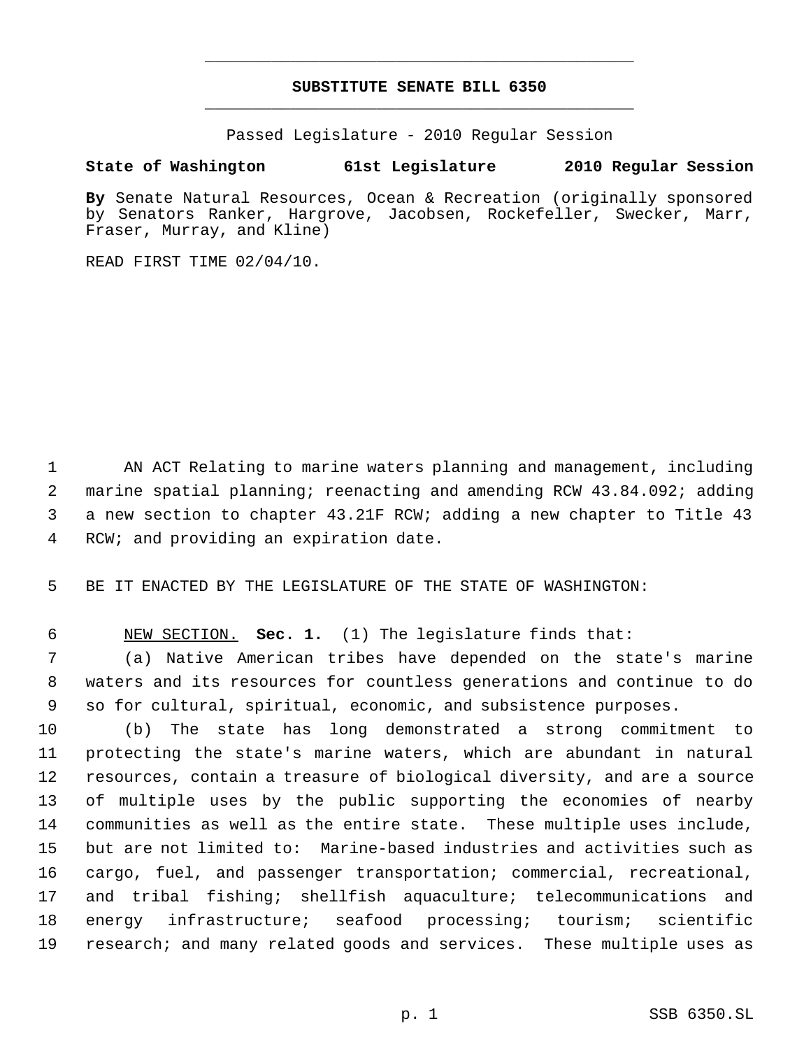# SUBSTITUTE SENATE BILL 6350

Passed Legislature - 2010 Regular Session

**State of Washington 61st Legislature 2010 Regular Session**

**By** Senate Natural Resources, Ocean & Recreation (originally sponsored by Senators Ranker, Hargrove, Jacobsen, Rockefeller, Swecker, Marr, Fraser, Murray, and Kline)

READ FIRST TIME 02/04/10.

1 AN ACT Relating to marine waters planning and management, including
2 marine spatial planning; reenacting and amending RCW 43.84.092; adding
3 a new section to chapter 43.21F RCW; adding a new chapter to Title 43
4 RCW; and providing an expiration date.

5 BE IT ENACTED BY THE LEGISLATURE OF THE STATE OF WASHINGTON:

6 NEW SECTION. **Sec. 1.** (1) The legislature finds that:
7 (a) Native American tribes have depended on the state's marine
8 waters and its resources for countless generations and continue to do
9 so for cultural, spiritual, economic, and subsistence purposes.
10 (b) The state has long demonstrated a strong commitment to
11 protecting the state's marine waters, which are abundant in natural
12 resources, contain a treasure of biological diversity, and are a source
13 of multiple uses by the public supporting the economies of nearby
14 communities as well as the entire state. These multiple uses include,
15 but are not limited to: Marine-based industries and activities such as
16 cargo, fuel, and passenger transportation; commercial, recreational,
17 and tribal fishing; shellfish aquaculture; telecommunications and
18 energy infrastructure; seafood processing; tourism; scientific
19 research; and many related goods and services. These multiple uses as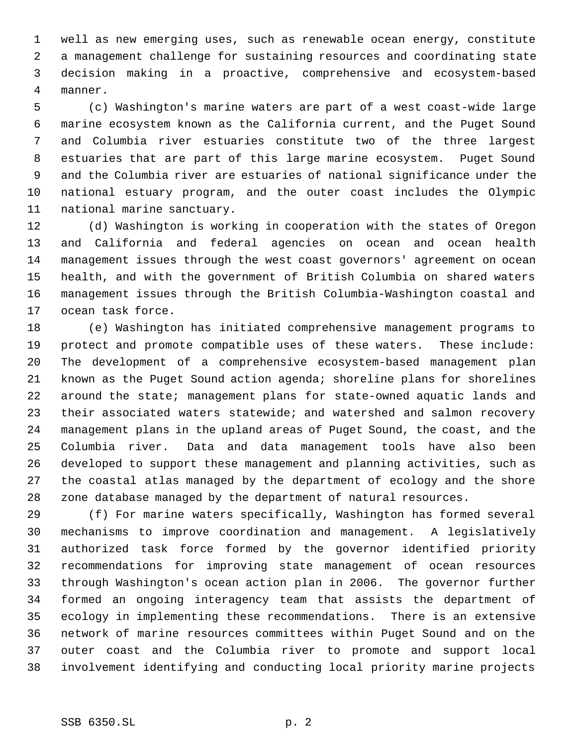well as new emerging uses, such as renewable ocean energy, constitute a management challenge for sustaining resources and coordinating state decision making in a proactive, comprehensive and ecosystem-based manner.

(c) Washington's marine waters are part of a west coast-wide large marine ecosystem known as the California current, and the Puget Sound and Columbia river estuaries constitute two of the three largest estuaries that are part of this large marine ecosystem. Puget Sound and the Columbia river are estuaries of national significance under the national estuary program, and the outer coast includes the Olympic national marine sanctuary.

(d) Washington is working in cooperation with the states of Oregon and California and federal agencies on ocean and ocean health management issues through the west coast governors' agreement on ocean health, and with the government of British Columbia on shared waters management issues through the British Columbia-Washington coastal and ocean task force.

(e) Washington has initiated comprehensive management programs to protect and promote compatible uses of these waters. These include: The development of a comprehensive ecosystem-based management plan known as the Puget Sound action agenda; shoreline plans for shorelines around the state; management plans for state-owned aquatic lands and their associated waters statewide; and watershed and salmon recovery management plans in the upland areas of Puget Sound, the coast, and the Columbia river. Data and data management tools have also been developed to support these management and planning activities, such as the coastal atlas managed by the department of ecology and the shore zone database managed by the department of natural resources.

(f) For marine waters specifically, Washington has formed several mechanisms to improve coordination and management. A legislatively authorized task force formed by the governor identified priority recommendations for improving state management of ocean resources through Washington's ocean action plan in 2006. The governor further formed an ongoing interagency team that assists the department of ecology in implementing these recommendations. There is an extensive network of marine resources committees within Puget Sound and on the outer coast and the Columbia river to promote and support local involvement identifying and conducting local priority marine projects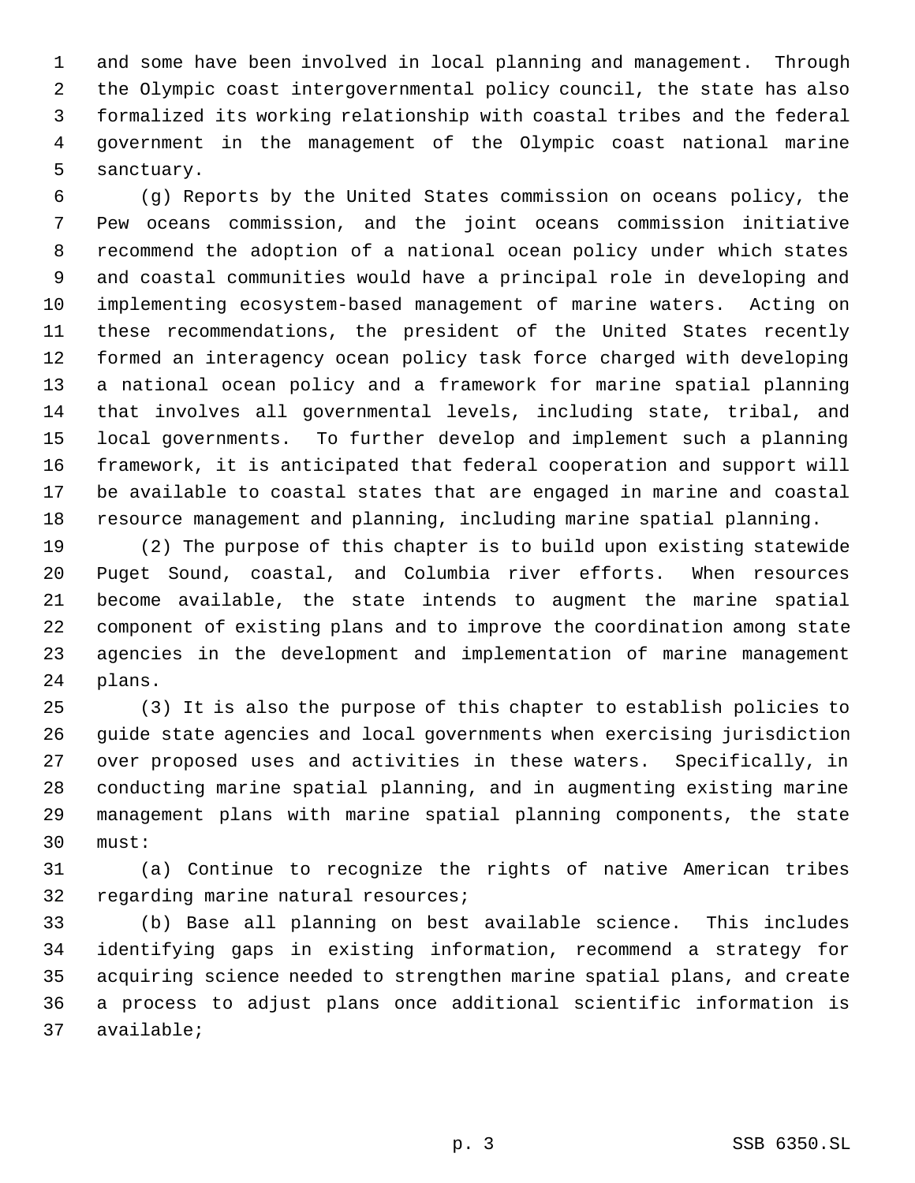and some have been involved in local planning and management. Through the Olympic coast intergovernmental policy council, the state has also formalized its working relationship with coastal tribes and the federal government in the management of the Olympic coast national marine sanctuary.

(g) Reports by the United States commission on oceans policy, the Pew oceans commission, and the joint oceans commission initiative recommend the adoption of a national ocean policy under which states and coastal communities would have a principal role in developing and implementing ecosystem-based management of marine waters. Acting on these recommendations, the president of the United States recently formed an interagency ocean policy task force charged with developing a national ocean policy and a framework for marine spatial planning that involves all governmental levels, including state, tribal, and local governments. To further develop and implement such a planning framework, it is anticipated that federal cooperation and support will be available to coastal states that are engaged in marine and coastal resource management and planning, including marine spatial planning.

(2) The purpose of this chapter is to build upon existing statewide Puget Sound, coastal, and Columbia river efforts. When resources become available, the state intends to augment the marine spatial component of existing plans and to improve the coordination among state agencies in the development and implementation of marine management plans.

(3) It is also the purpose of this chapter to establish policies to guide state agencies and local governments when exercising jurisdiction over proposed uses and activities in these waters. Specifically, in conducting marine spatial planning, and in augmenting existing marine management plans with marine spatial planning components, the state must:

(a) Continue to recognize the rights of native American tribes regarding marine natural resources;

(b) Base all planning on best available science. This includes identifying gaps in existing information, recommend a strategy for acquiring science needed to strengthen marine spatial plans, and create a process to adjust plans once additional scientific information is available;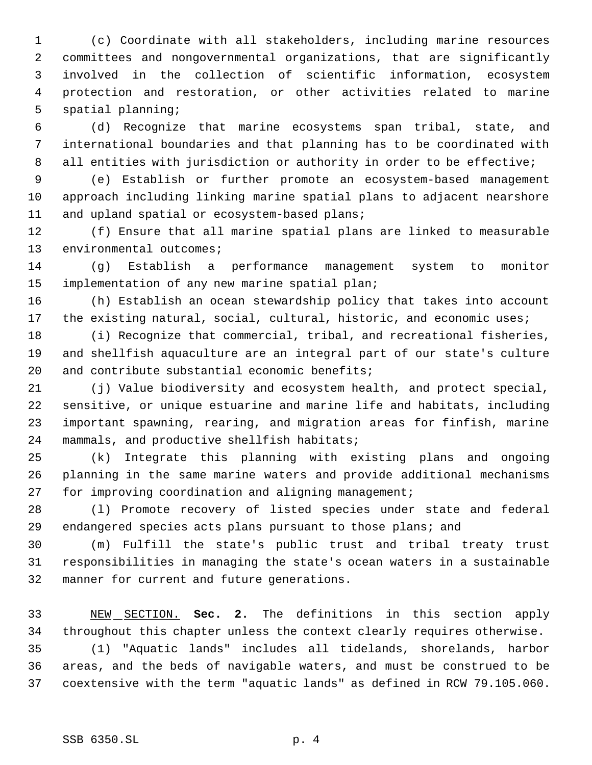(c) Coordinate with all stakeholders, including marine resources committees and nongovernmental organizations, that are significantly involved in the collection of scientific information, ecosystem protection and restoration, or other activities related to marine spatial planning;

(d) Recognize that marine ecosystems span tribal, state, and international boundaries and that planning has to be coordinated with all entities with jurisdiction or authority in order to be effective;

(e) Establish or further promote an ecosystem-based management approach including linking marine spatial plans to adjacent nearshore and upland spatial or ecosystem-based plans;

(f) Ensure that all marine spatial plans are linked to measurable environmental outcomes;

(g) Establish a performance management system to monitor implementation of any new marine spatial plan;

(h) Establish an ocean stewardship policy that takes into account the existing natural, social, cultural, historic, and economic uses;

(i) Recognize that commercial, tribal, and recreational fisheries, and shellfish aquaculture are an integral part of our state's culture and contribute substantial economic benefits;

(j) Value biodiversity and ecosystem health, and protect special, sensitive, or unique estuarine and marine life and habitats, including important spawning, rearing, and migration areas for finfish, marine mammals, and productive shellfish habitats;

(k) Integrate this planning with existing plans and ongoing planning in the same marine waters and provide additional mechanisms for improving coordination and aligning management;

(l) Promote recovery of listed species under state and federal endangered species acts plans pursuant to those plans; and

(m) Fulfill the state's public trust and tribal treaty trust responsibilities in managing the state's ocean waters in a sustainable manner for current and future generations.

NEW SECTION. **Sec. 2.** The definitions in this section apply throughout this chapter unless the context clearly requires otherwise.

(1) "Aquatic lands" includes all tidelands, shorelands, harbor areas, and the beds of navigable waters, and must be construed to be coextensive with the term "aquatic lands" as defined in RCW 79.105.060.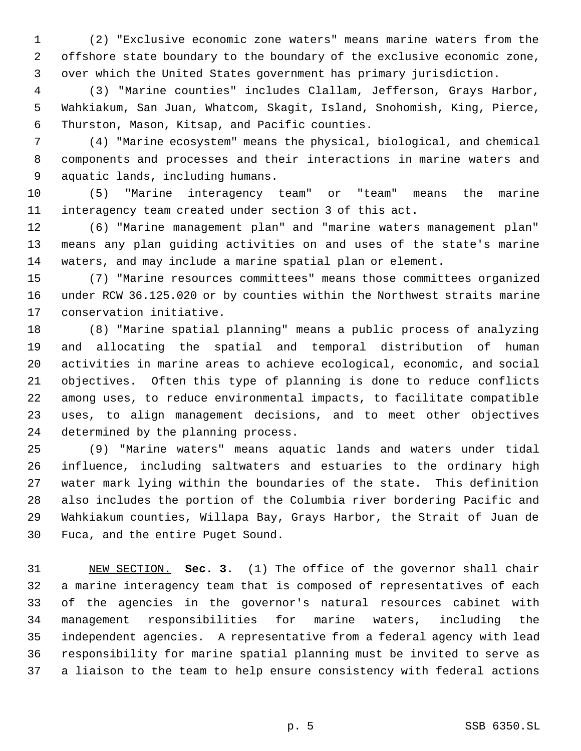(2) "Exclusive economic zone waters" means marine waters from the offshore state boundary to the boundary of the exclusive economic zone, over which the United States government has primary jurisdiction.

(3) "Marine counties" includes Clallam, Jefferson, Grays Harbor, Wahkiakum, San Juan, Whatcom, Skagit, Island, Snohomish, King, Pierce, Thurston, Mason, Kitsap, and Pacific counties.

(4) "Marine ecosystem" means the physical, biological, and chemical components and processes and their interactions in marine waters and aquatic lands, including humans.

(5) "Marine interagency team" or "team" means the marine interagency team created under section 3 of this act.

(6) "Marine management plan" and "marine waters management plan" means any plan guiding activities on and uses of the state's marine waters, and may include a marine spatial plan or element.

(7) "Marine resources committees" means those committees organized under RCW 36.125.020 or by counties within the Northwest straits marine conservation initiative.

(8) "Marine spatial planning" means a public process of analyzing and allocating the spatial and temporal distribution of human activities in marine areas to achieve ecological, economic, and social objectives. Often this type of planning is done to reduce conflicts among uses, to reduce environmental impacts, to facilitate compatible uses, to align management decisions, and to meet other objectives determined by the planning process.

(9) "Marine waters" means aquatic lands and waters under tidal influence, including saltwaters and estuaries to the ordinary high water mark lying within the boundaries of the state. This definition also includes the portion of the Columbia river bordering Pacific and Wahkiakum counties, Willapa Bay, Grays Harbor, the Strait of Juan de Fuca, and the entire Puget Sound.

NEW SECTION. **Sec. 3.** (1) The office of the governor shall chair a marine interagency team that is composed of representatives of each of the agencies in the governor's natural resources cabinet with management responsibilities for marine waters, including the independent agencies. A representative from a federal agency with lead responsibility for marine spatial planning must be invited to serve as a liaison to the team to help ensure consistency with federal actions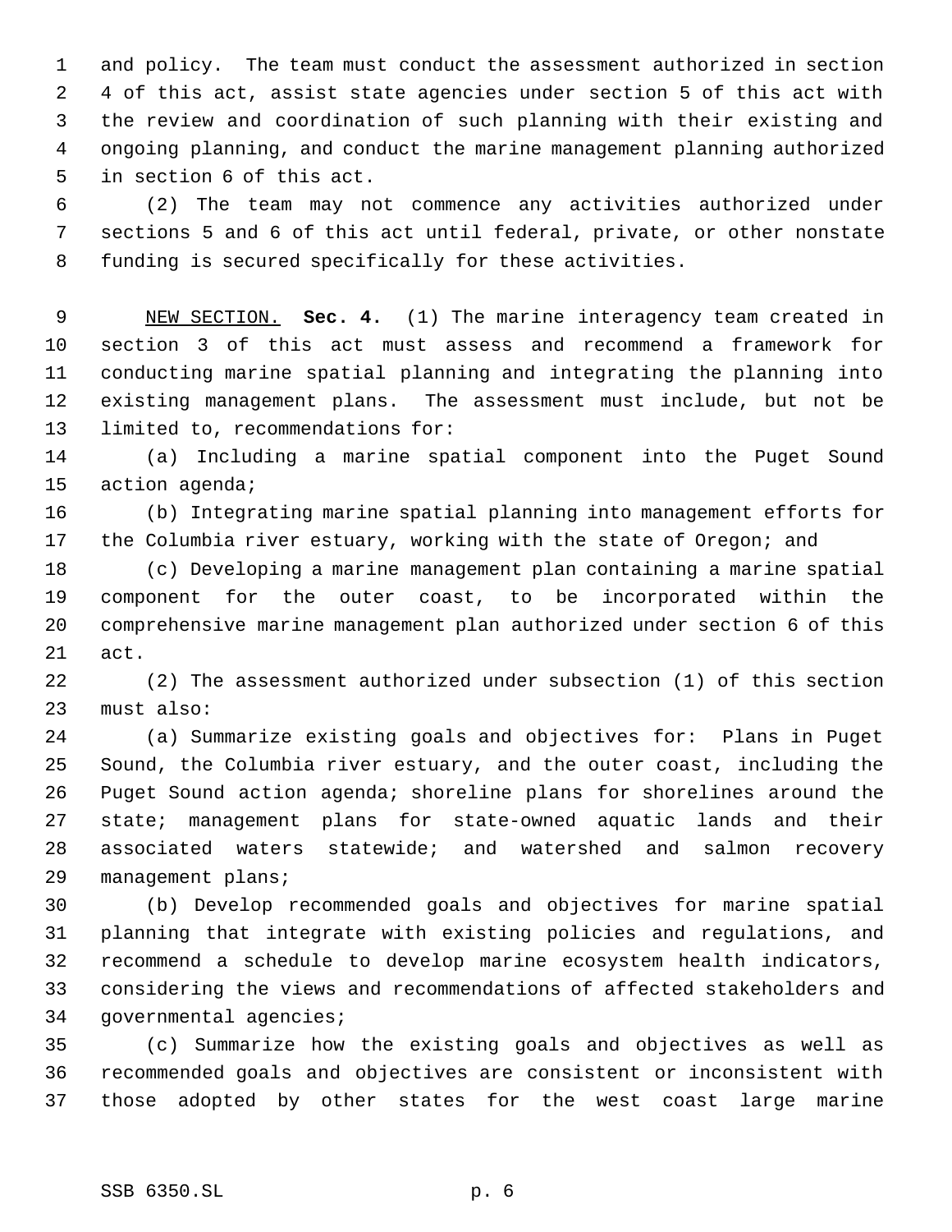and policy. The team must conduct the assessment authorized in section 4 of this act, assist state agencies under section 5 of this act with the review and coordination of such planning with their existing and ongoing planning, and conduct the marine management planning authorized in section 6 of this act.

(2) The team may not commence any activities authorized under sections 5 and 6 of this act until federal, private, or other nonstate funding is secured specifically for these activities.

NEW SECTION. **Sec. 4.** (1) The marine interagency team created in section 3 of this act must assess and recommend a framework for conducting marine spatial planning and integrating the planning into existing management plans. The assessment must include, but not be limited to, recommendations for:

(a) Including a marine spatial component into the Puget Sound action agenda;

(b) Integrating marine spatial planning into management efforts for the Columbia river estuary, working with the state of Oregon; and

(c) Developing a marine management plan containing a marine spatial component for the outer coast, to be incorporated within the comprehensive marine management plan authorized under section 6 of this act.

(2) The assessment authorized under subsection (1) of this section must also:

(a) Summarize existing goals and objectives for: Plans in Puget Sound, the Columbia river estuary, and the outer coast, including the Puget Sound action agenda; shoreline plans for shorelines around the state; management plans for state-owned aquatic lands and their associated waters statewide; and watershed and salmon recovery management plans;

(b) Develop recommended goals and objectives for marine spatial planning that integrate with existing policies and regulations, and recommend a schedule to develop marine ecosystem health indicators, considering the views and recommendations of affected stakeholders and governmental agencies;

(c) Summarize how the existing goals and objectives as well as recommended goals and objectives are consistent or inconsistent with those adopted by other states for the west coast large marine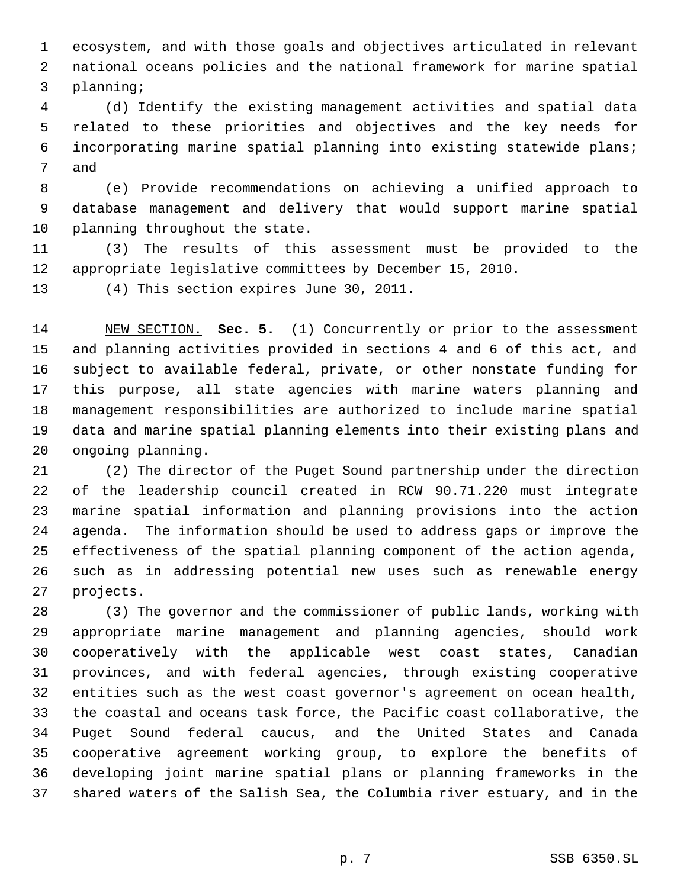ecosystem, and with those goals and objectives articulated in relevant national oceans policies and the national framework for marine spatial planning;

(d) Identify the existing management activities and spatial data related to these priorities and objectives and the key needs for incorporating marine spatial planning into existing statewide plans; and

(e) Provide recommendations on achieving a unified approach to database management and delivery that would support marine spatial planning throughout the state.

(3) The results of this assessment must be provided to the appropriate legislative committees by December 15, 2010.

(4) This section expires June 30, 2011.

NEW SECTION. **Sec. 5.** (1) Concurrently or prior to the assessment and planning activities provided in sections 4 and 6 of this act, and subject to available federal, private, or other nonstate funding for this purpose, all state agencies with marine waters planning and management responsibilities are authorized to include marine spatial data and marine spatial planning elements into their existing plans and ongoing planning.

(2) The director of the Puget Sound partnership under the direction of the leadership council created in RCW 90.71.220 must integrate marine spatial information and planning provisions into the action agenda. The information should be used to address gaps or improve the effectiveness of the spatial planning component of the action agenda, such as in addressing potential new uses such as renewable energy projects.

(3) The governor and the commissioner of public lands, working with appropriate marine management and planning agencies, should work cooperatively with the applicable west coast states, Canadian provinces, and with federal agencies, through existing cooperative entities such as the west coast governor's agreement on ocean health, the coastal and oceans task force, the Pacific coast collaborative, the Puget Sound federal caucus, and the United States and Canada cooperative agreement working group, to explore the benefits of developing joint marine spatial plans or planning frameworks in the shared waters of the Salish Sea, the Columbia river estuary, and in the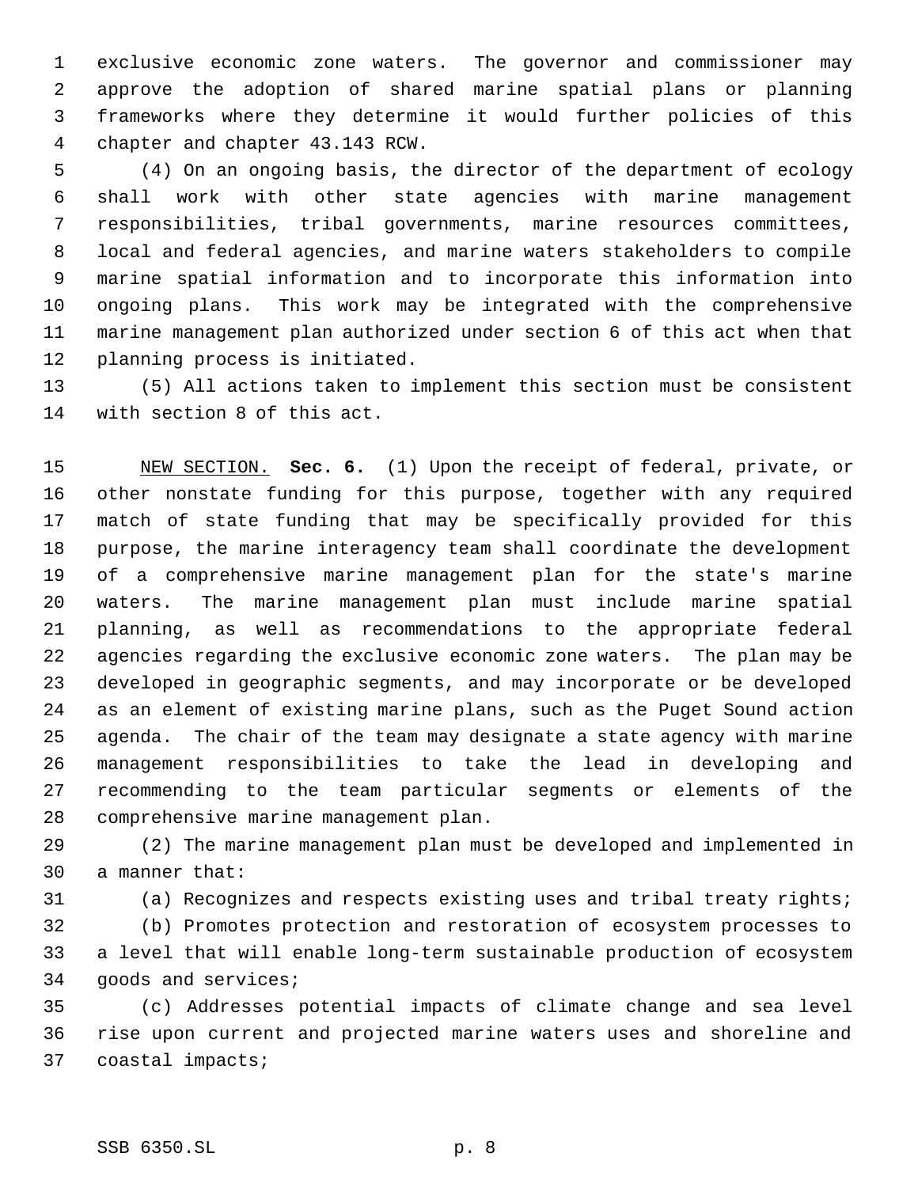exclusive economic zone waters. The governor and commissioner may approve the adoption of shared marine spatial plans or planning frameworks where they determine it would further policies of this chapter and chapter 43.143 RCW.

(4) On an ongoing basis, the director of the department of ecology shall work with other state agencies with marine management responsibilities, tribal governments, marine resources committees, local and federal agencies, and marine waters stakeholders to compile marine spatial information and to incorporate this information into ongoing plans. This work may be integrated with the comprehensive marine management plan authorized under section 6 of this act when that planning process is initiated.

(5) All actions taken to implement this section must be consistent with section 8 of this act.

NEW SECTION. **Sec. 6.** (1) Upon the receipt of federal, private, or other nonstate funding for this purpose, together with any required match of state funding that may be specifically provided for this purpose, the marine interagency team shall coordinate the development of a comprehensive marine management plan for the state's marine waters. The marine management plan must include marine spatial planning, as well as recommendations to the appropriate federal agencies regarding the exclusive economic zone waters. The plan may be developed in geographic segments, and may incorporate or be developed as an element of existing marine plans, such as the Puget Sound action agenda. The chair of the team may designate a state agency with marine management responsibilities to take the lead in developing and recommending to the team particular segments or elements of the comprehensive marine management plan.

(2) The marine management plan must be developed and implemented in a manner that:

(a) Recognizes and respects existing uses and tribal treaty rights;

(b) Promotes protection and restoration of ecosystem processes to a level that will enable long-term sustainable production of ecosystem goods and services;

(c) Addresses potential impacts of climate change and sea level rise upon current and projected marine waters uses and shoreline and coastal impacts;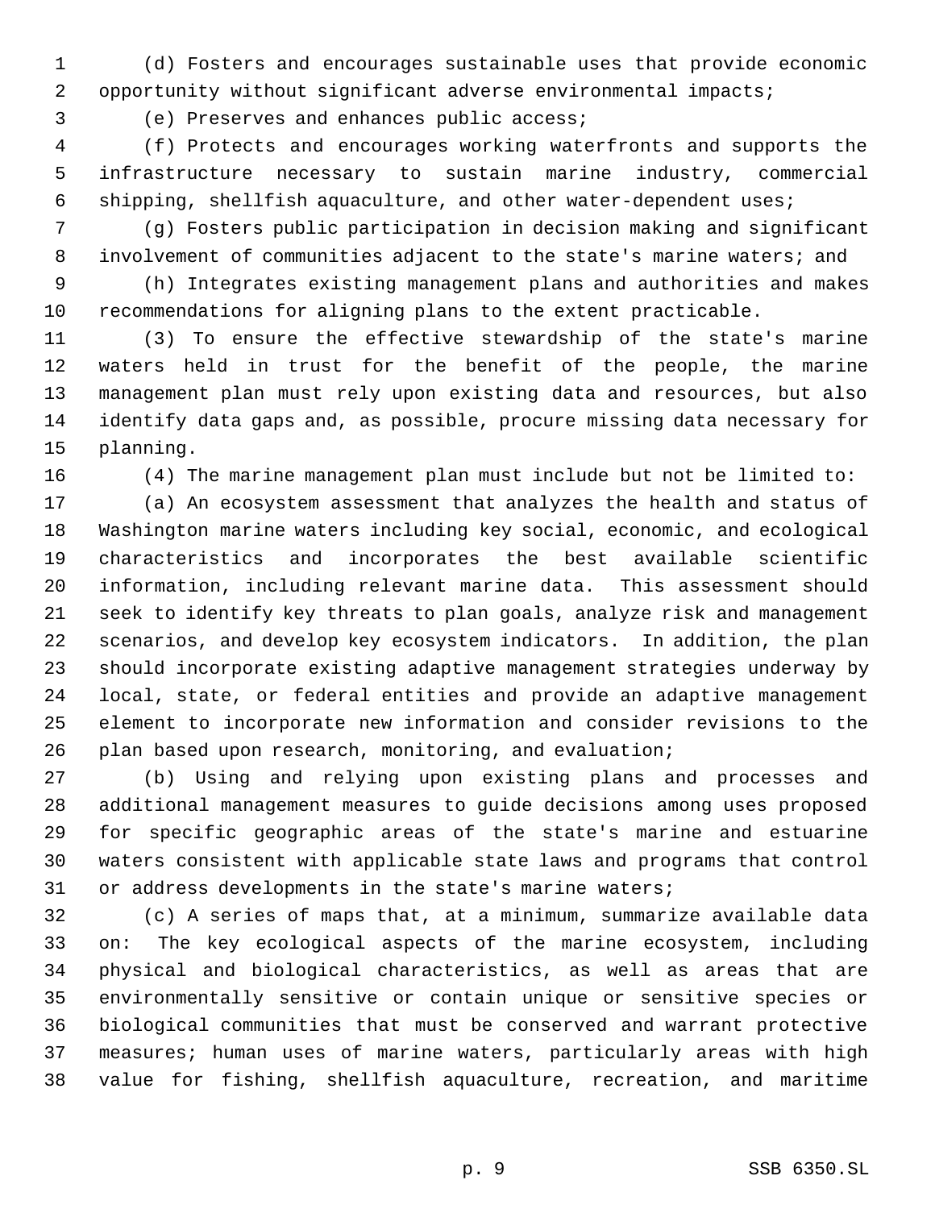(d) Fosters and encourages sustainable uses that provide economic opportunity without significant adverse environmental impacts;

(e) Preserves and enhances public access;

(f) Protects and encourages working waterfronts and supports the infrastructure necessary to sustain marine industry, commercial shipping, shellfish aquaculture, and other water-dependent uses;

(g) Fosters public participation in decision making and significant involvement of communities adjacent to the state's marine waters; and

(h) Integrates existing management plans and authorities and makes recommendations for aligning plans to the extent practicable.

(3) To ensure the effective stewardship of the state's marine waters held in trust for the benefit of the people, the marine management plan must rely upon existing data and resources, but also identify data gaps and, as possible, procure missing data necessary for planning.

(4) The marine management plan must include but not be limited to:

(a) An ecosystem assessment that analyzes the health and status of Washington marine waters including key social, economic, and ecological characteristics and incorporates the best available scientific information, including relevant marine data. This assessment should seek to identify key threats to plan goals, analyze risk and management scenarios, and develop key ecosystem indicators. In addition, the plan should incorporate existing adaptive management strategies underway by local, state, or federal entities and provide an adaptive management element to incorporate new information and consider revisions to the plan based upon research, monitoring, and evaluation;

(b) Using and relying upon existing plans and processes and additional management measures to guide decisions among uses proposed for specific geographic areas of the state's marine and estuarine waters consistent with applicable state laws and programs that control or address developments in the state's marine waters;

(c) A series of maps that, at a minimum, summarize available data on: The key ecological aspects of the marine ecosystem, including physical and biological characteristics, as well as areas that are environmentally sensitive or contain unique or sensitive species or biological communities that must be conserved and warrant protective measures; human uses of marine waters, particularly areas with high value for fishing, shellfish aquaculture, recreation, and maritime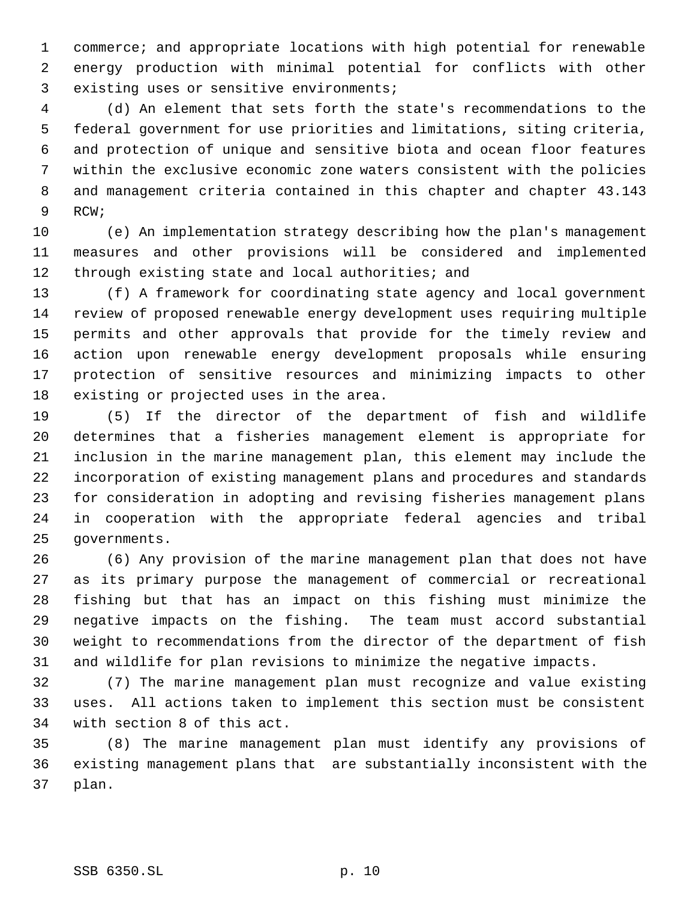commerce; and appropriate locations with high potential for renewable energy production with minimal potential for conflicts with other existing uses or sensitive environments;

(d) An element that sets forth the state's recommendations to the federal government for use priorities and limitations, siting criteria, and protection of unique and sensitive biota and ocean floor features within the exclusive economic zone waters consistent with the policies and management criteria contained in this chapter and chapter 43.143 RCW;

(e) An implementation strategy describing how the plan's management measures and other provisions will be considered and implemented through existing state and local authorities; and

(f) A framework for coordinating state agency and local government review of proposed renewable energy development uses requiring multiple permits and other approvals that provide for the timely review and action upon renewable energy development proposals while ensuring protection of sensitive resources and minimizing impacts to other existing or projected uses in the area.

(5) If the director of the department of fish and wildlife determines that a fisheries management element is appropriate for inclusion in the marine management plan, this element may include the incorporation of existing management plans and procedures and standards for consideration in adopting and revising fisheries management plans in cooperation with the appropriate federal agencies and tribal governments.

(6) Any provision of the marine management plan that does not have as its primary purpose the management of commercial or recreational fishing but that has an impact on this fishing must minimize the negative impacts on the fishing. The team must accord substantial weight to recommendations from the director of the department of fish and wildlife for plan revisions to minimize the negative impacts.

(7) The marine management plan must recognize and value existing uses. All actions taken to implement this section must be consistent with section 8 of this act.

(8) The marine management plan must identify any provisions of existing management plans that are substantially inconsistent with the plan.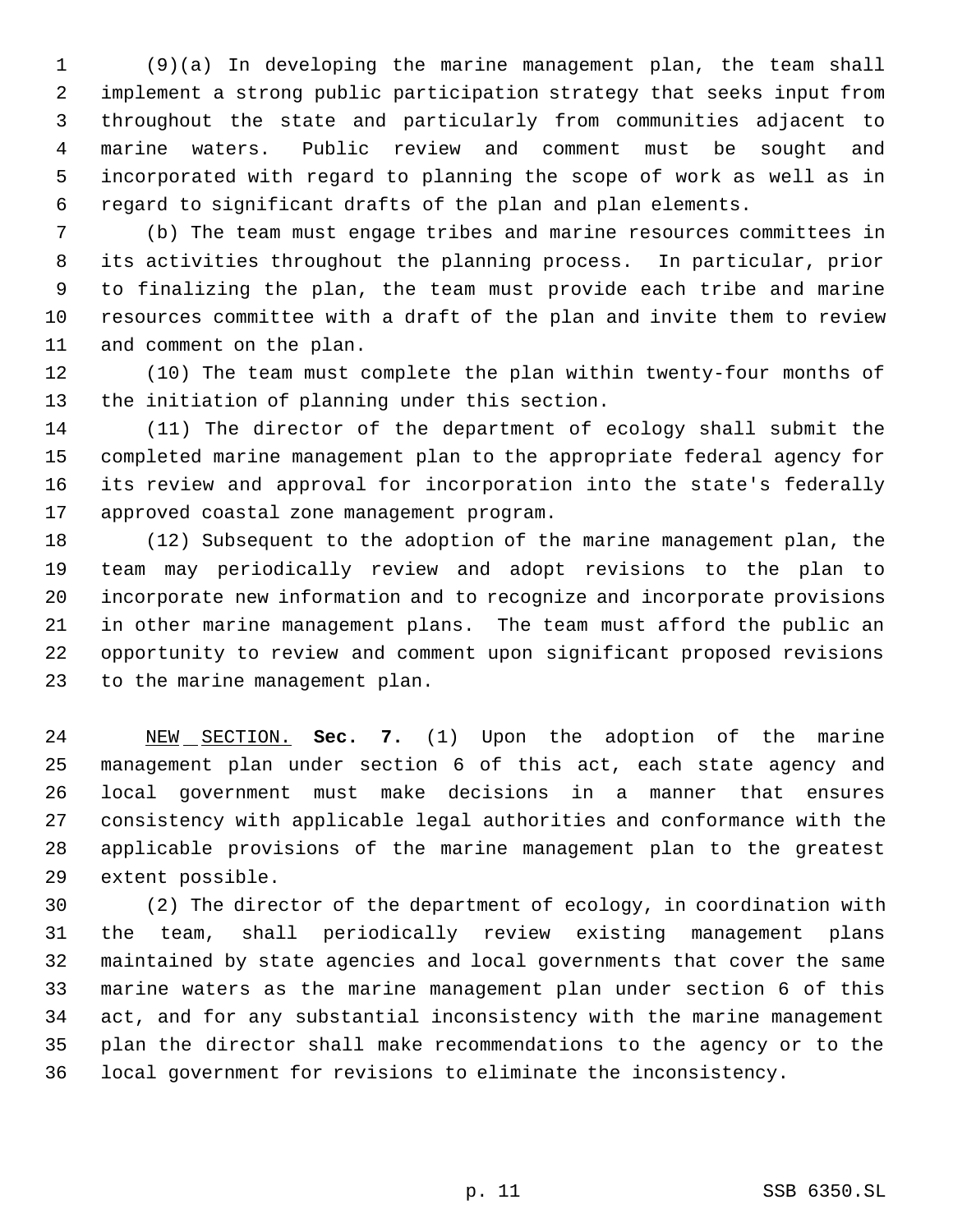(9)(a) In developing the marine management plan, the team shall implement a strong public participation strategy that seeks input from throughout the state and particularly from communities adjacent to marine waters. Public review and comment must be sought and incorporated with regard to planning the scope of work as well as in regard to significant drafts of the plan and plan elements.

(b) The team must engage tribes and marine resources committees in its activities throughout the planning process. In particular, prior to finalizing the plan, the team must provide each tribe and marine resources committee with a draft of the plan and invite them to review and comment on the plan.

(10) The team must complete the plan within twenty-four months of the initiation of planning under this section.

(11) The director of the department of ecology shall submit the completed marine management plan to the appropriate federal agency for its review and approval for incorporation into the state's federally approved coastal zone management program.

(12) Subsequent to the adoption of the marine management plan, the team may periodically review and adopt revisions to the plan to incorporate new information and to recognize and incorporate provisions in other marine management plans. The team must afford the public an opportunity to review and comment upon significant proposed revisions to the marine management plan.

NEW SECTION. **Sec. 7.** (1) Upon the adoption of the marine management plan under section 6 of this act, each state agency and local government must make decisions in a manner that ensures consistency with applicable legal authorities and conformance with the applicable provisions of the marine management plan to the greatest extent possible.

(2) The director of the department of ecology, in coordination with the team, shall periodically review existing management plans maintained by state agencies and local governments that cover the same marine waters as the marine management plan under section 6 of this act, and for any substantial inconsistency with the marine management plan the director shall make recommendations to the agency or to the local government for revisions to eliminate the inconsistency.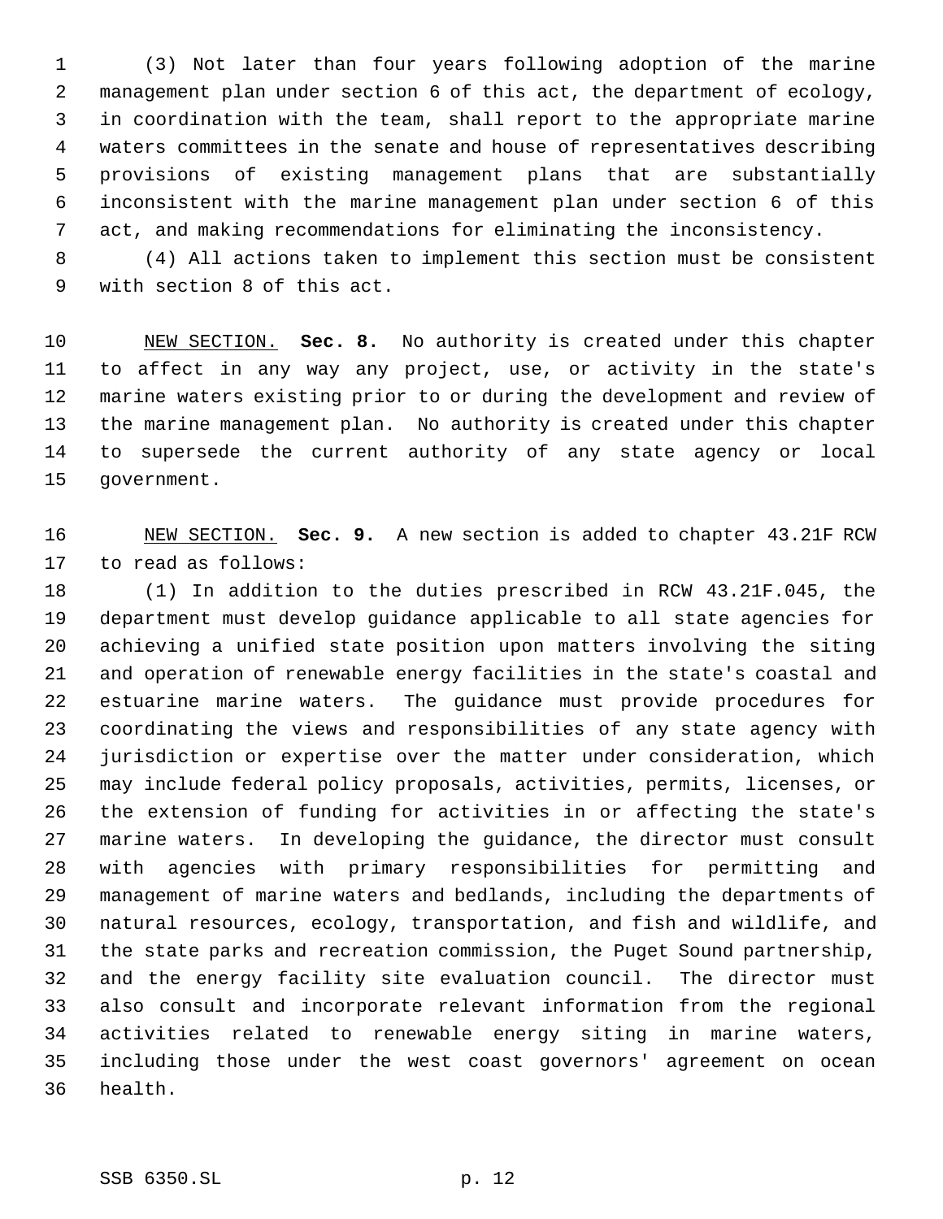(3) Not later than four years following adoption of the marine management plan under section 6 of this act, the department of ecology, in coordination with the team, shall report to the appropriate marine waters committees in the senate and house of representatives describing provisions of existing management plans that are substantially inconsistent with the marine management plan under section 6 of this act, and making recommendations for eliminating the inconsistency.

(4) All actions taken to implement this section must be consistent with section 8 of this act.

NEW SECTION. **Sec. 8.** No authority is created under this chapter to affect in any way any project, use, or activity in the state's marine waters existing prior to or during the development and review of the marine management plan. No authority is created under this chapter to supersede the current authority of any state agency or local government.

NEW SECTION. **Sec. 9.** A new section is added to chapter 43.21F RCW to read as follows:

(1) In addition to the duties prescribed in RCW 43.21F.045, the department must develop guidance applicable to all state agencies for achieving a unified state position upon matters involving the siting and operation of renewable energy facilities in the state's coastal and estuarine marine waters. The guidance must provide procedures for coordinating the views and responsibilities of any state agency with jurisdiction or expertise over the matter under consideration, which may include federal policy proposals, activities, permits, licenses, or the extension of funding for activities in or affecting the state's marine waters. In developing the guidance, the director must consult with agencies with primary responsibilities for permitting and management of marine waters and bedlands, including the departments of natural resources, ecology, transportation, and fish and wildlife, and the state parks and recreation commission, the Puget Sound partnership, and the energy facility site evaluation council. The director must also consult and incorporate relevant information from the regional activities related to renewable energy siting in marine waters, including those under the west coast governors' agreement on ocean health.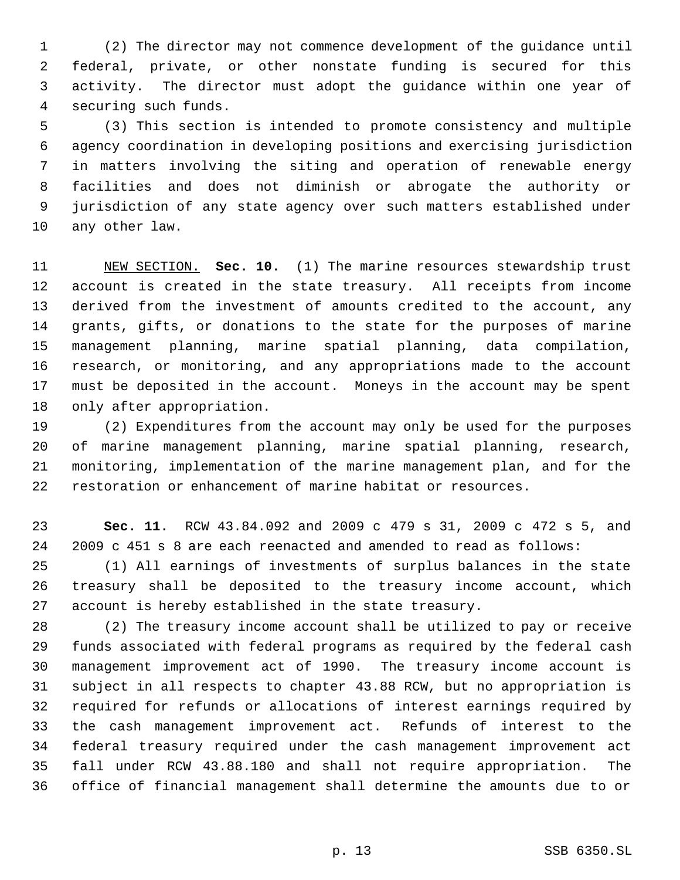(2) The director may not commence development of the guidance until federal, private, or other nonstate funding is secured for this activity. The director must adopt the guidance within one year of securing such funds.

(3) This section is intended to promote consistency and multiple agency coordination in developing positions and exercising jurisdiction in matters involving the siting and operation of renewable energy facilities and does not diminish or abrogate the authority or jurisdiction of any state agency over such matters established under any other law.

NEW SECTION. **Sec. 10.** (1) The marine resources stewardship trust account is created in the state treasury. All receipts from income derived from the investment of amounts credited to the account, any grants, gifts, or donations to the state for the purposes of marine management planning, marine spatial planning, data compilation, research, or monitoring, and any appropriations made to the account must be deposited in the account. Moneys in the account may be spent only after appropriation.

(2) Expenditures from the account may only be used for the purposes of marine management planning, marine spatial planning, research, monitoring, implementation of the marine management plan, and for the restoration or enhancement of marine habitat or resources.

**Sec. 11.** RCW 43.84.092 and 2009 c 479 s 31, 2009 c 472 s 5, and 2009 c 451 s 8 are each reenacted and amended to read as follows:

(1) All earnings of investments of surplus balances in the state treasury shall be deposited to the treasury income account, which account is hereby established in the state treasury.

(2) The treasury income account shall be utilized to pay or receive funds associated with federal programs as required by the federal cash management improvement act of 1990. The treasury income account is subject in all respects to chapter 43.88 RCW, but no appropriation is required for refunds or allocations of interest earnings required by the cash management improvement act. Refunds of interest to the federal treasury required under the cash management improvement act fall under RCW 43.88.180 and shall not require appropriation. The office of financial management shall determine the amounts due to or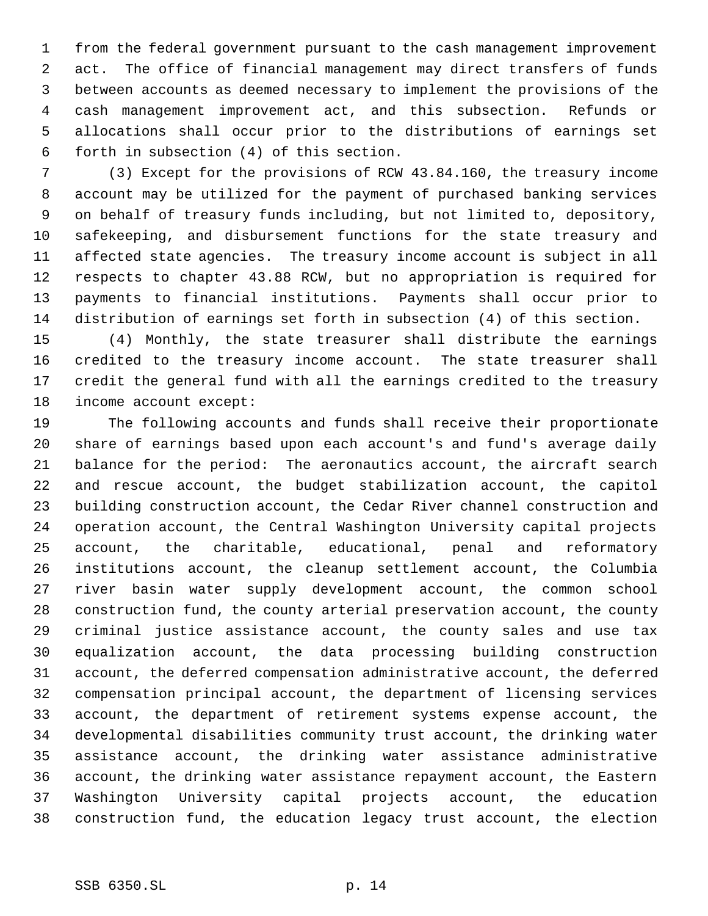from the federal government pursuant to the cash management improvement act. The office of financial management may direct transfers of funds between accounts as deemed necessary to implement the provisions of the cash management improvement act, and this subsection. Refunds or allocations shall occur prior to the distributions of earnings set forth in subsection (4) of this section.

(3) Except for the provisions of RCW 43.84.160, the treasury income account may be utilized for the payment of purchased banking services on behalf of treasury funds including, but not limited to, depository, safekeeping, and disbursement functions for the state treasury and affected state agencies. The treasury income account is subject in all respects to chapter 43.88 RCW, but no appropriation is required for payments to financial institutions. Payments shall occur prior to distribution of earnings set forth in subsection (4) of this section.

(4) Monthly, the state treasurer shall distribute the earnings credited to the treasury income account. The state treasurer shall credit the general fund with all the earnings credited to the treasury income account except:

The following accounts and funds shall receive their proportionate share of earnings based upon each account's and fund's average daily balance for the period: The aeronautics account, the aircraft search and rescue account, the budget stabilization account, the capitol building construction account, the Cedar River channel construction and operation account, the Central Washington University capital projects account, the charitable, educational, penal and reformatory institutions account, the cleanup settlement account, the Columbia river basin water supply development account, the common school construction fund, the county arterial preservation account, the county criminal justice assistance account, the county sales and use tax equalization account, the data processing building construction account, the deferred compensation administrative account, the deferred compensation principal account, the department of licensing services account, the department of retirement systems expense account, the developmental disabilities community trust account, the drinking water assistance account, the drinking water assistance administrative account, the drinking water assistance repayment account, the Eastern Washington University capital projects account, the education construction fund, the education legacy trust account, the election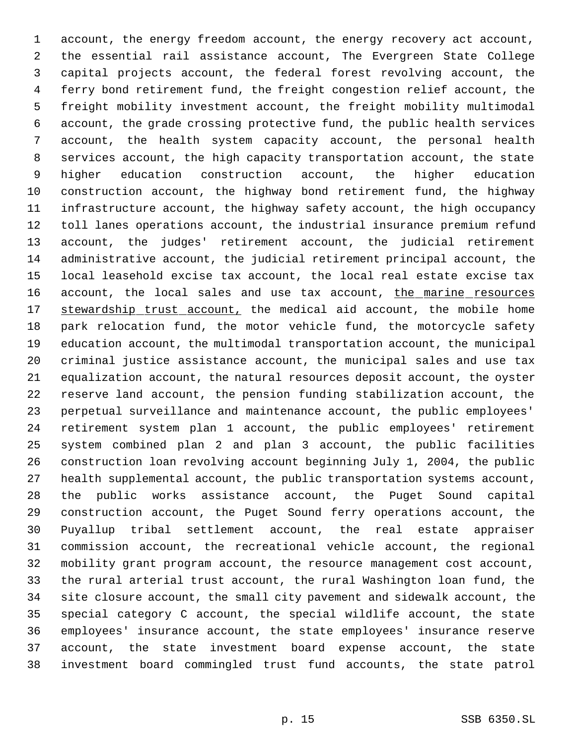account, the energy freedom account, the energy recovery act account, the essential rail assistance account, The Evergreen State College capital projects account, the federal forest revolving account, the ferry bond retirement fund, the freight congestion relief account, the freight mobility investment account, the freight mobility multimodal account, the grade crossing protective fund, the public health services account, the health system capacity account, the personal health services account, the high capacity transportation account, the state higher education construction account, the higher education construction account, the highway bond retirement fund, the highway infrastructure account, the highway safety account, the high occupancy toll lanes operations account, the industrial insurance premium refund account, the judges' retirement account, the judicial retirement administrative account, the judicial retirement principal account, the local leasehold excise tax account, the local real estate excise tax account, the local sales and use tax account, <u>the marine resources stewardship trust account,</u> the medical aid account, the mobile home park relocation fund, the motor vehicle fund, the motorcycle safety education account, the multimodal transportation account, the municipal criminal justice assistance account, the municipal sales and use tax equalization account, the natural resources deposit account, the oyster reserve land account, the pension funding stabilization account, the perpetual surveillance and maintenance account, the public employees' retirement system plan 1 account, the public employees' retirement system combined plan 2 and plan 3 account, the public facilities construction loan revolving account beginning July 1, 2004, the public health supplemental account, the public transportation systems account, the public works assistance account, the Puget Sound capital construction account, the Puget Sound ferry operations account, the Puyallup tribal settlement account, the real estate appraiser commission account, the recreational vehicle account, the regional mobility grant program account, the resource management cost account, the rural arterial trust account, the rural Washington loan fund, the site closure account, the small city pavement and sidewalk account, the special category C account, the special wildlife account, the state employees' insurance account, the state employees' insurance reserve account, the state investment board expense account, the state investment board commingled trust fund accounts, the state patrol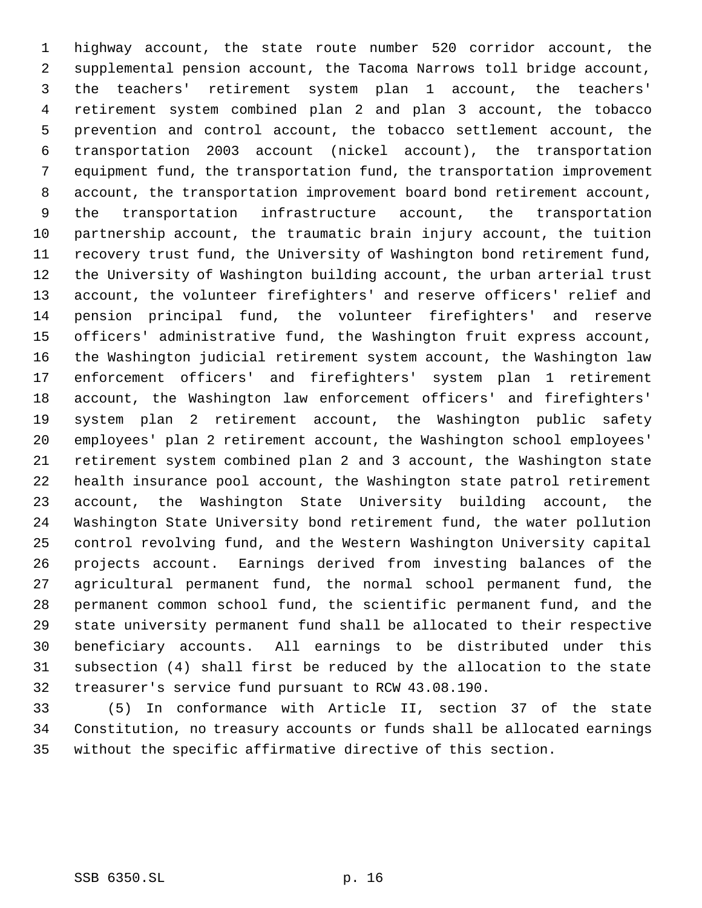highway account, the state route number 520 corridor account, the supplemental pension account, the Tacoma Narrows toll bridge account, the teachers' retirement system plan 1 account, the teachers' retirement system combined plan 2 and plan 3 account, the tobacco prevention and control account, the tobacco settlement account, the transportation 2003 account (nickel account), the transportation equipment fund, the transportation fund, the transportation improvement account, the transportation improvement board bond retirement account, the transportation infrastructure account, the transportation partnership account, the traumatic brain injury account, the tuition recovery trust fund, the University of Washington bond retirement fund, the University of Washington building account, the urban arterial trust account, the volunteer firefighters' and reserve officers' relief and pension principal fund, the volunteer firefighters' and reserve officers' administrative fund, the Washington fruit express account, the Washington judicial retirement system account, the Washington law enforcement officers' and firefighters' system plan 1 retirement account, the Washington law enforcement officers' and firefighters' system plan 2 retirement account, the Washington public safety employees' plan 2 retirement account, the Washington school employees' retirement system combined plan 2 and 3 account, the Washington state health insurance pool account, the Washington state patrol retirement account, the Washington State University building account, the Washington State University bond retirement fund, the water pollution control revolving fund, and the Western Washington University capital projects account. Earnings derived from investing balances of the agricultural permanent fund, the normal school permanent fund, the permanent common school fund, the scientific permanent fund, and the state university permanent fund shall be allocated to their respective beneficiary accounts. All earnings to be distributed under this subsection (4) shall first be reduced by the allocation to the state treasurer's service fund pursuant to RCW 43.08.190.

(5) In conformance with Article II, section 37 of the state Constitution, no treasury accounts or funds shall be allocated earnings without the specific affirmative directive of this section.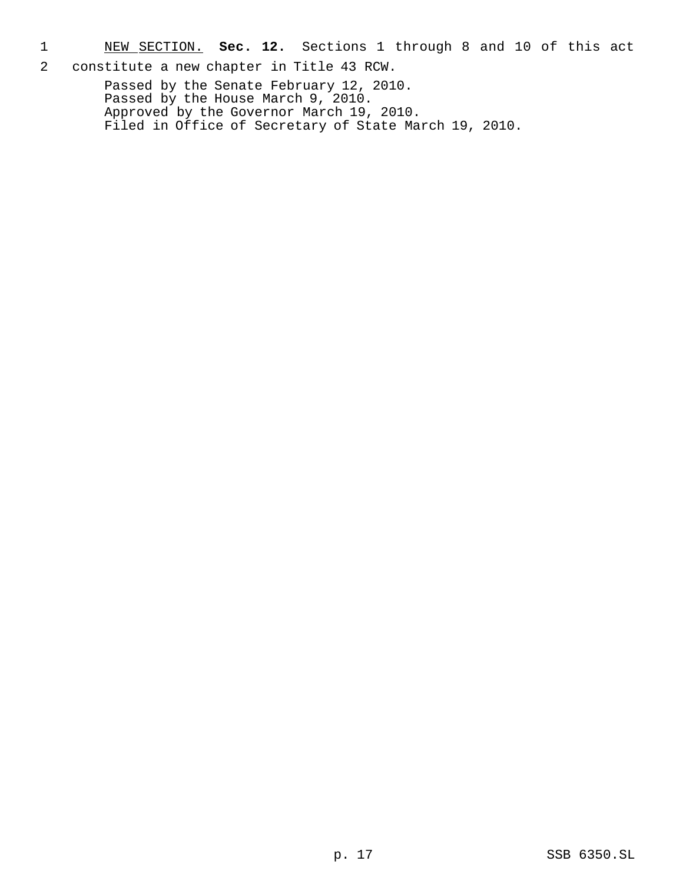NEW SECTION. **Sec. 12.** Sections 1 through 8 and 10 of this act constitute a new chapter in Title 43 RCW.

Passed by the Senate February 12, 2010.
Passed by the House March 9, 2010.
Approved by the Governor March 19, 2010.
Filed in Office of Secretary of State March 19, 2010.